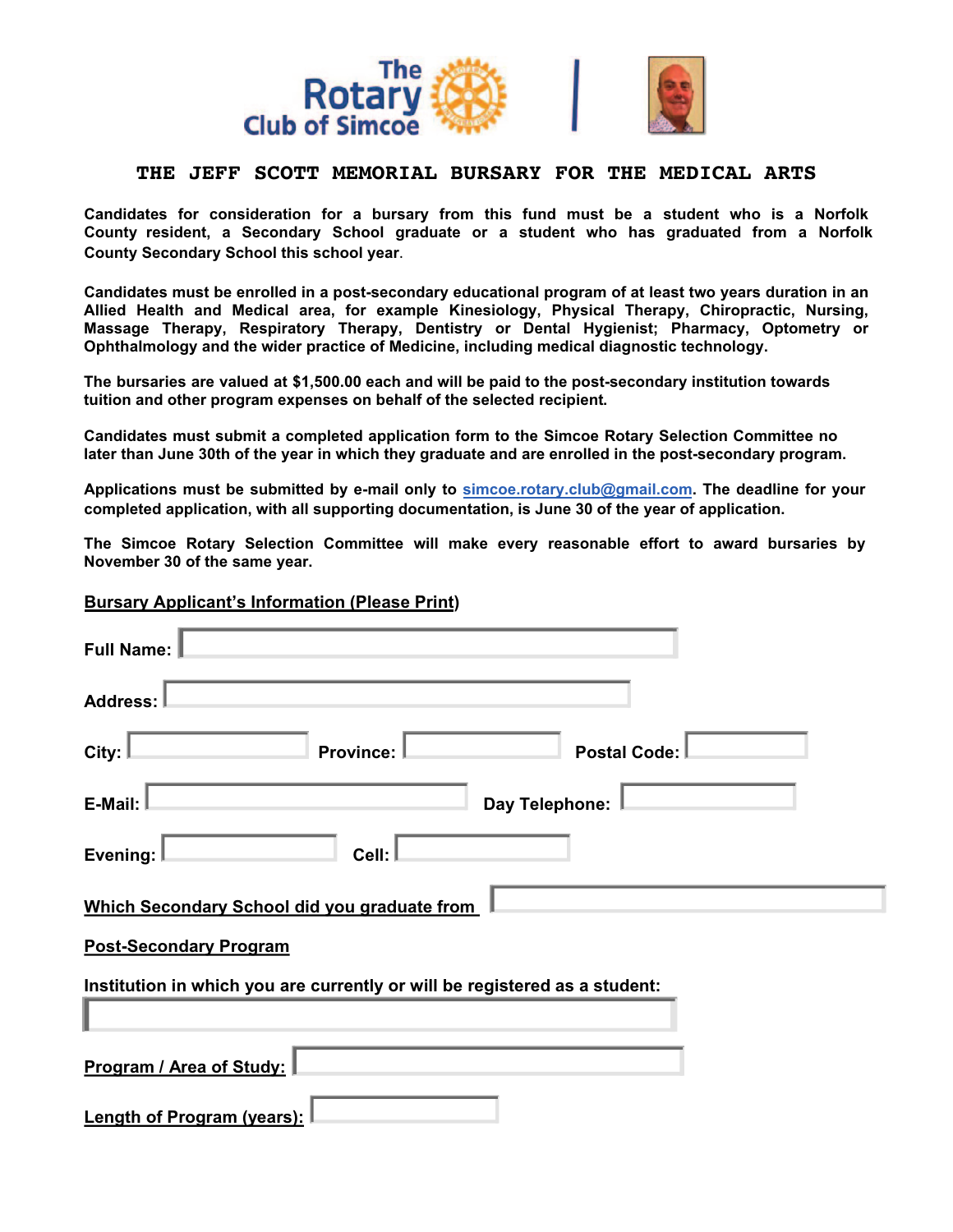The Rotary Club of Simcoe

# THE JEFF SCOTT MEMORIAL BURSARY FOR THE MEDICAL ARTS

**Candidates for consideration for a bursary from this fund must be a student who is a Norfolk County resident, a Secondary School graduate or a student who has graduated from a Norfolk County Secondary School this school year.**

**Candidates must be enrolled in a post-secondary educational program of at least two years duration in an Allied Health and Medical area, for example Kinesiology, Physical Therapy, Chiropractic, Nursing, Massage Therapy, Respiratory Therapy, Dentistry or Dental Hygienist; Pharmacy, Optometry or Ophthalmology and the wider practice of Medicine, including medical diagnostic technology.**

**The bursaries are valued at $1,500.00 each and will be paid to the post-secondary institution towards tuition and other program expenses on behalf of the selected recipient.**

**Candidates must submit a completed application form to the Simcoe Rotary Selection Committee no later than June 30th of the year in which they graduate and are enrolled in the post-secondary program.**

**Applications must be submitted by e-mail only to simcoe.rotary.club@gmail.com. The deadline for your completed application, with all supporting documentation, is June 30 of the year of application.**

**The Simcoe Rotary Selection Committee will make every reasonable effort to award bursaries by November 30 of the same year.**

## Bursary Applicant's Information (Please Print)

**Full Name:** ____________________

**Address:** ____________________

**City:** __________ **Province:** __________ **Postal Code:** __________

**E-Mail:** __________ **Day Telephone:** __________

**Evening:** __________ **Cell:** __________

**Which Secondary School did you graduate from** ____________________

## Post-Secondary Program

**Institution in which you are currently or will be registered as a student:**

____________________

**Program / Area of Study:** ____________________

**Length of Program (years):** __________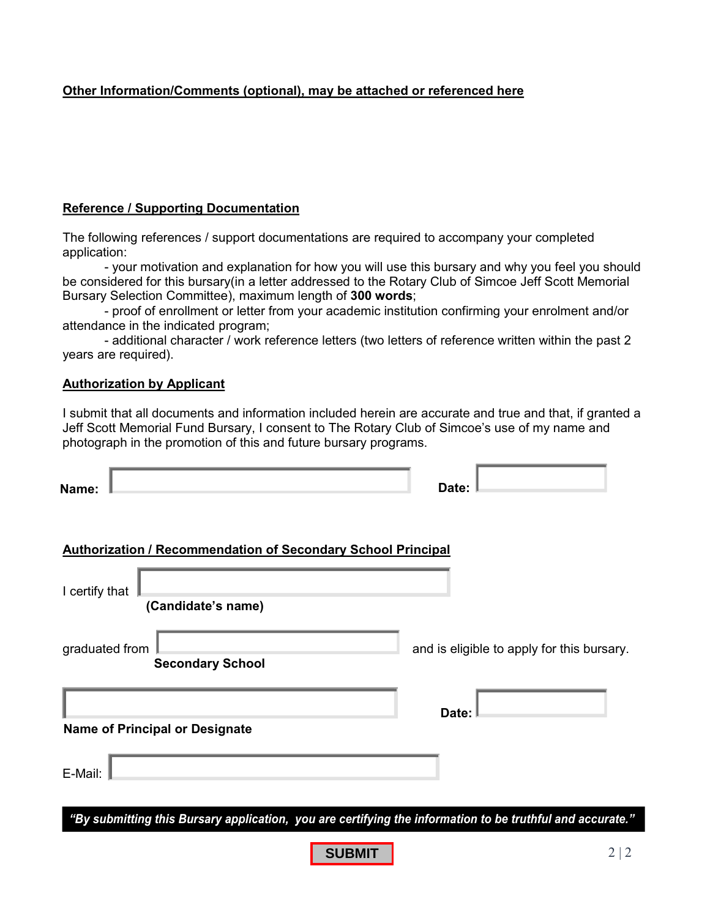**Other Information/Comments (optional), may be attached or referenced here**

**Reference / Supporting Documentation**

The following references / support documentations are required to accompany your completed application:

- your motivation and explanation for how you will use this bursary and why you feel you should be considered for this bursary(in a letter addressed to the Rotary Club of Simcoe Jeff Scott Memorial Bursary Selection Committee), maximum length of **300 words**;
- proof of enrollment or letter from your academic institution confirming your enrolment and/or attendance in the indicated program;
- additional character / work reference letters (two letters of reference written within the past 2 years are required).

**Authorization by Applicant**

I submit that all documents and information included herein are accurate and true and that, if granted a Jeff Scott Memorial Fund Bursary, I consent to The Rotary Club of Simcoe's use of my name and photograph in the promotion of this and future bursary programs.

**Name:** ____________________ **Date:** __________

**Authorization / Recommendation of Secondary School Principal**

I certify that ____________________
**(Candidate's name)**

graduated from ____________________ and is eligible to apply for this bursary.
**Secondary School**

____________________ **Date:** __________
**Name of Principal or Designate**

E-Mail: ____________________

***"By submitting this Bursary application, you are certifying the information to be truthful and accurate."***

**SUBMIT**